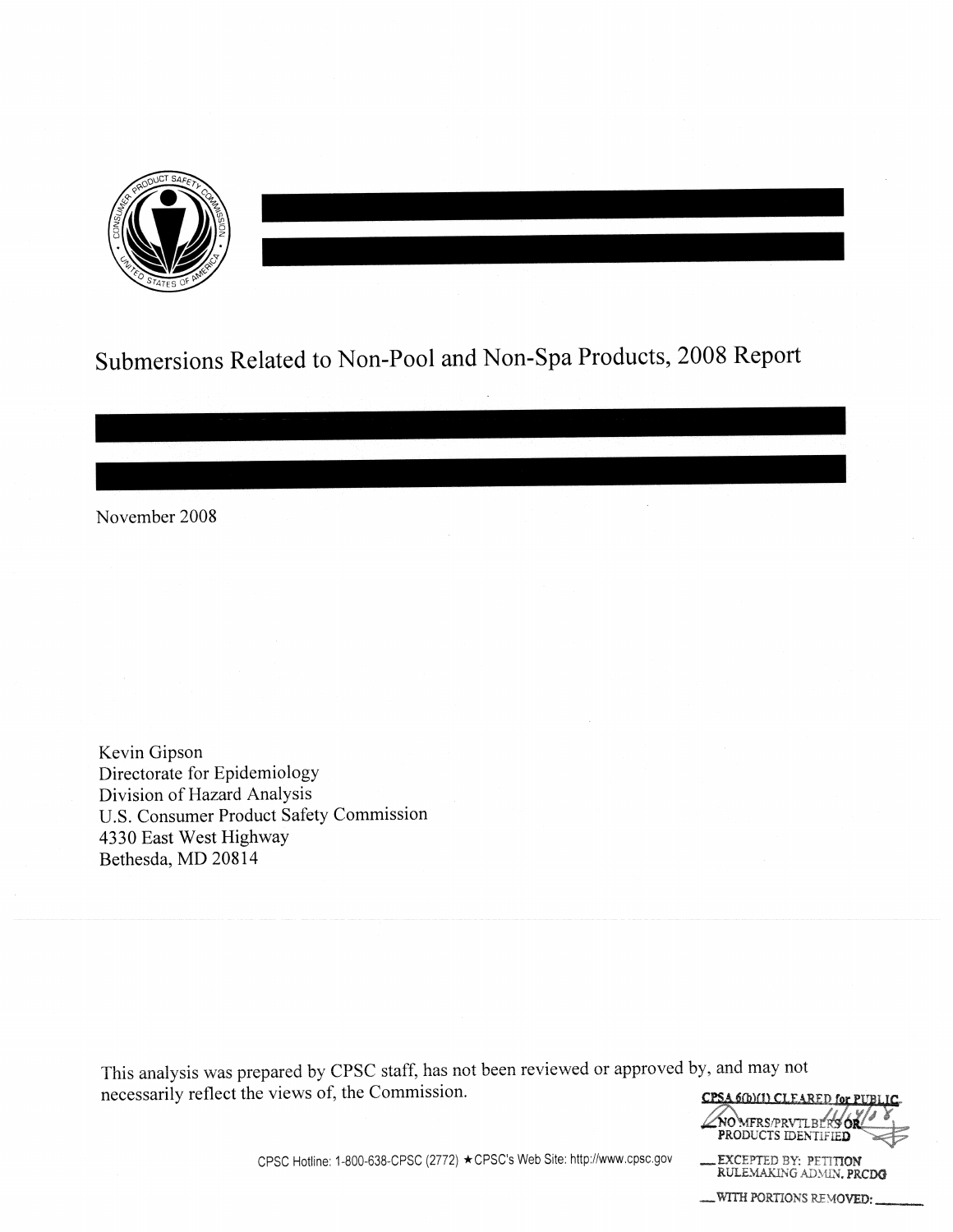# Submersions Related to Non-Pool and Non-Spa Products, 2008 Report

November 2008

Kevin Gipson
Directorate for Epidemiology
Division of Hazard Analysis
U.S. Consumer Product Safety Commission
4330 East West Highway
Bethesda, MD 20814

This analysis was prepared by CPSC staff, has not been reviewed or approved by, and may not necessarily reflect the views of, the Commission.

CPSC Hotline: 1-800-638-CPSC (2772) ★ CPSC's Web Site: http://www.cpsc.gov

CPSA 6(b)(1) CLEARED for PUBLIC
NO MFRS/PRVTLBLRS OR PRODUCTS IDENTIFIED
___ EXCEPTED BY: PETITION RULEMAKING ADMIN. PRCDG
___ WITH PORTIONS REMOVED: ______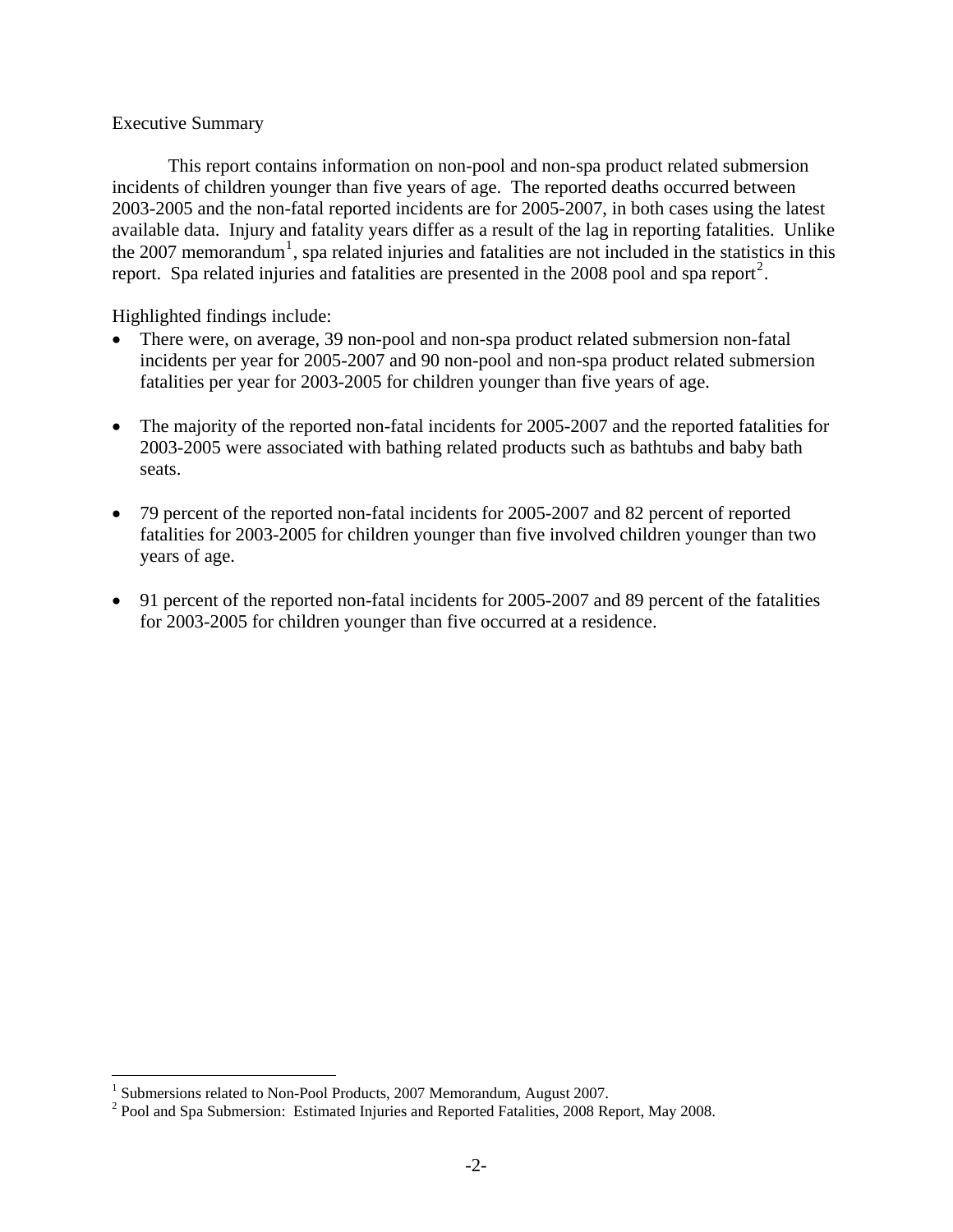## Executive Summary

This report contains information on non-pool and non-spa product related submersion incidents of children younger than five years of age. The reported deaths occurred between 2003-2005 and the non-fatal reported incidents are for 2005-2007, in both cases using the latest available data. Injury and fatality years differ as a result of the lag in reporting fatalities. Unlike the 2007 memorandum[1], spa related injuries and fatalities are not included in the statistics in this report. Spa related injuries and fatalities are presented in the 2008 pool and spa report[2].

Highlighted findings include:

- There were, on average, 39 non-pool and non-spa product related submersion non-fatal incidents per year for 2005-2007 and 90 non-pool and non-spa product related submersion fatalities per year for 2003-2005 for children younger than five years of age.

- The majority of the reported non-fatal incidents for 2005-2007 and the reported fatalities for 2003-2005 were associated with bathing related products such as bathtubs and baby bath seats.

- 79 percent of the reported non-fatal incidents for 2005-2007 and 82 percent of reported fatalities for 2003-2005 for children younger than five involved children younger than two years of age.

- 91 percent of the reported non-fatal incidents for 2005-2007 and 89 percent of the fatalities for 2003-2005 for children younger than five occurred at a residence.

---

[1] Submersions related to Non-Pool Products, 2007 Memorandum, August 2007.

[2] Pool and Spa Submersion: Estimated Injuries and Reported Fatalities, 2008 Report, May 2008.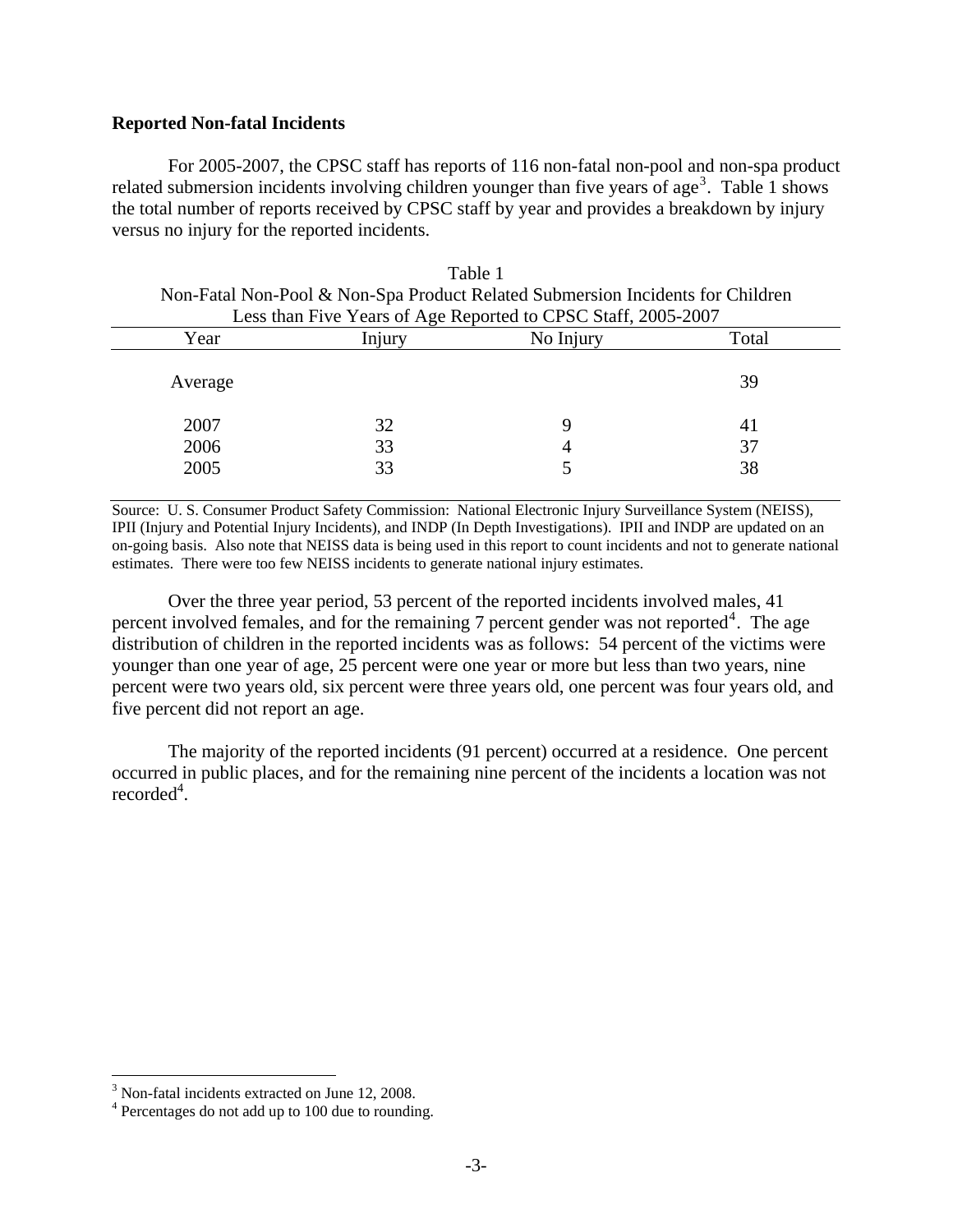**Reported Non-fatal Incidents**

For 2005-2007, the CPSC staff has reports of 116 non-fatal non-pool and non-spa product related submersion incidents involving children younger than five years of age[3]. Table 1 shows the total number of reports received by CPSC staff by year and provides a breakdown by injury versus no injury for the reported incidents.

Table 1
Non-Fatal Non-Pool & Non-Spa Product Related Submersion Incidents for Children Less than Five Years of Age Reported to CPSC Staff, 2005-2007

| Year | Injury | No Injury | Total |
|---|---|---|---|
| Average | | | 39 |
| 2007 | 32 | 9 | 41 |
| 2006 | 33 | 4 | 37 |
| 2005 | 33 | 5 | 38 |

Source: U. S. Consumer Product Safety Commission: National Electronic Injury Surveillance System (NEISS), IPII (Injury and Potential Injury Incidents), and INDP (In Depth Investigations). IPII and INDP are updated on an on-going basis. Also note that NEISS data is being used in this report to count incidents and not to generate national estimates. There were too few NEISS incidents to generate national injury estimates.

Over the three year period, 53 percent of the reported incidents involved males, 41 percent involved females, and for the remaining 7 percent gender was not reported[4]. The age distribution of children in the reported incidents was as follows: 54 percent of the victims were younger than one year of age, 25 percent were one year or more but less than two years, nine percent were two years old, six percent were three years old, one percent was four years old, and five percent did not report an age.

The majority of the reported incidents (91 percent) occurred at a residence. One percent occurred in public places, and for the remaining nine percent of the incidents a location was not recorded[4].

[3] Non-fatal incidents extracted on June 12, 2008.

[4] Percentages do not add up to 100 due to rounding.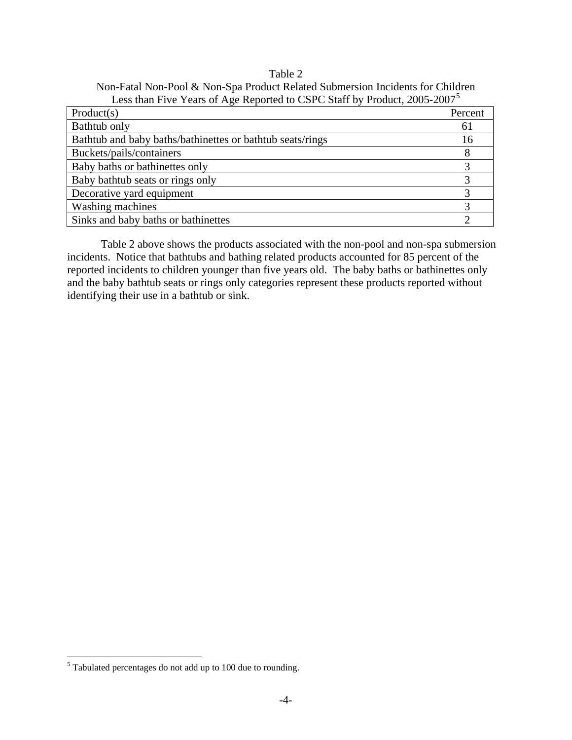Table 2

Non-Fatal Non-Pool & Non-Spa Product Related Submersion Incidents for Children Less than Five Years of Age Reported to CSPC Staff by Product, 2005-2007[5]

| Product(s) | Percent |
|---|---|
| Bathtub only | 61 |
| Bathtub and baby baths/bathinettes or bathtub seats/rings | 16 |
| Buckets/pails/containers | 8 |
| Baby baths or bathinettes only | 3 |
| Baby bathtub seats or rings only | 3 |
| Decorative yard equipment | 3 |
| Washing machines | 3 |
| Sinks and baby baths or bathinettes | 2 |

Table 2 above shows the products associated with the non-pool and non-spa submersion incidents. Notice that bathtubs and bathing related products accounted for 85 percent of the reported incidents to children younger than five years old. The baby baths or bathinettes only and the baby bathtub seats or rings only categories represent these products reported without identifying their use in a bathtub or sink.

[5] Tabulated percentages do not add up to 100 due to rounding.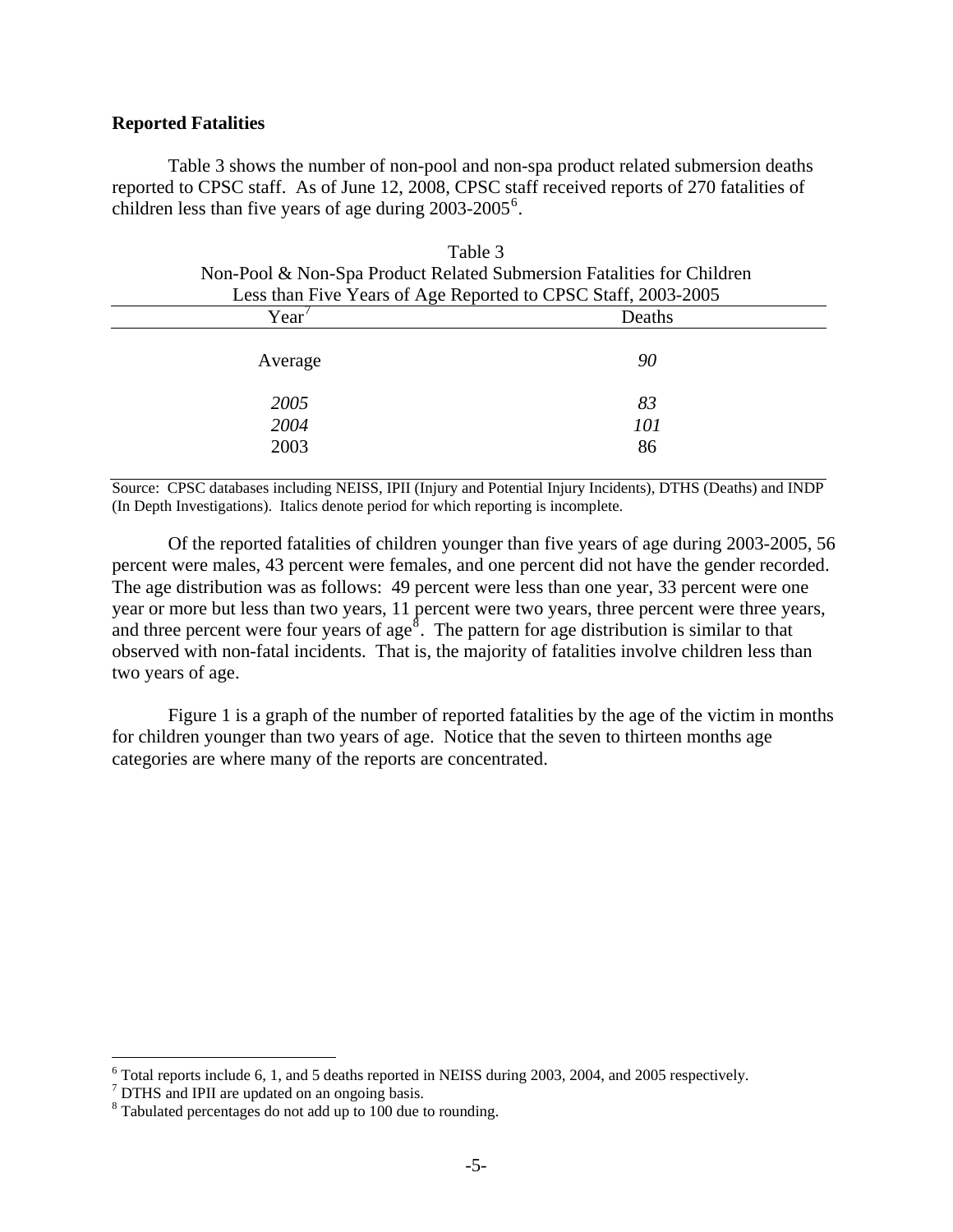**Reported Fatalities**

Table 3 shows the number of non-pool and non-spa product related submersion deaths reported to CPSC staff. As of June 12, 2008, CPSC staff received reports of 270 fatalities of children less than five years of age during 2003-2005[6].

Table 3
Non-Pool & Non-Spa Product Related Submersion Fatalities for Children Less than Five Years of Age Reported to CPSC Staff, 2003-2005

| Year[7] | Deaths |
|---|---|
| Average | *90* |
| *2005* | *83* |
| *2004* | *101* |
| 2003 | 86 |

Source: CPSC databases including NEISS, IPII (Injury and Potential Injury Incidents), DTHS (Deaths) and INDP (In Depth Investigations). Italics denote period for which reporting is incomplete.

Of the reported fatalities of children younger than five years of age during 2003-2005, 56 percent were males, 43 percent were females, and one percent did not have the gender recorded. The age distribution was as follows: 49 percent were less than one year, 33 percent were one year or more but less than two years, 11 percent were two years, three percent were three years, and three percent were four years of age[8]. The pattern for age distribution is similar to that observed with non-fatal incidents. That is, the majority of fatalities involve children less than two years of age.

Figure 1 is a graph of the number of reported fatalities by the age of the victim in months for children younger than two years of age. Notice that the seven to thirteen months age categories are where many of the reports are concentrated.

[6] Total reports include 6, 1, and 5 deaths reported in NEISS during 2003, 2004, and 2005 respectively.
[7] DTHS and IPII are updated on an ongoing basis.
[8] Tabulated percentages do not add up to 100 due to rounding.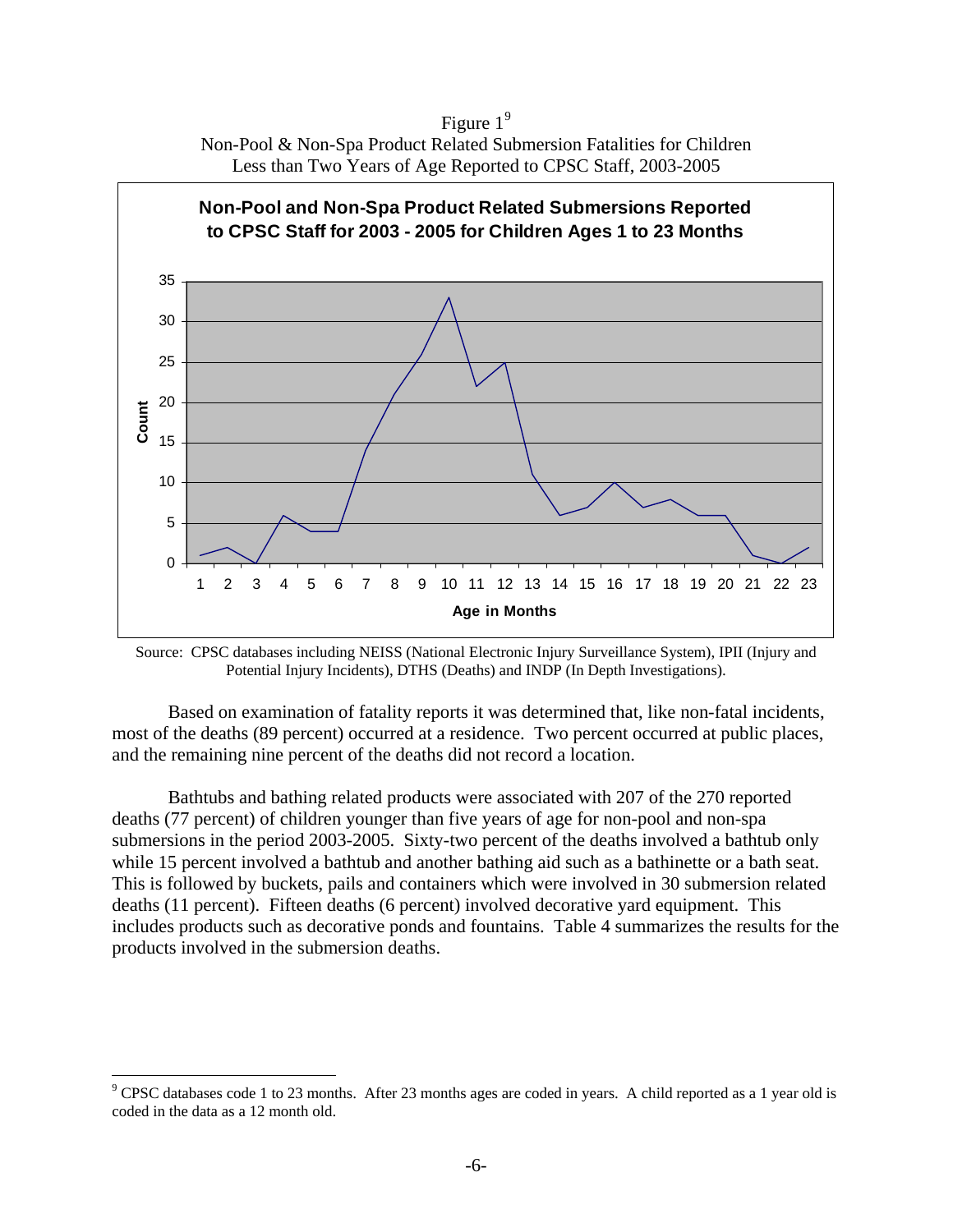Figure 1[9]
Non-Pool & Non-Spa Product Related Submersion Fatalities for Children Less than Two Years of Age Reported to CPSC Staff, 2003-2005

**Non-Pool and Non-Spa Product Related Submersions Reported to CPSC Staff for 2003 - 2005 for Children Ages 1 to 23 Months**

Source: CPSC databases including NEISS (National Electronic Injury Surveillance System), IPII (Injury and Potential Injury Incidents), DTHS (Deaths) and INDP (In Depth Investigations).

Based on examination of fatality reports it was determined that, like non-fatal incidents, most of the deaths (89 percent) occurred at a residence. Two percent occurred at public places, and the remaining nine percent of the deaths did not record a location.

Bathtubs and bathing related products were associated with 207 of the 270 reported deaths (77 percent) of children younger than five years of age for non-pool and non-spa submersions in the period 2003-2005. Sixty-two percent of the deaths involved a bathtub only while 15 percent involved a bathtub and another bathing aid such as a bathinette or a bath seat. This is followed by buckets, pails and containers which were involved in 30 submersion related deaths (11 percent). Fifteen deaths (6 percent) involved decorative yard equipment. This includes products such as decorative ponds and fountains. Table 4 summarizes the results for the products involved in the submersion deaths.

[9] CPSC databases code 1 to 23 months. After 23 months ages are coded in years. A child reported as a 1 year old is coded in the data as a 12 month old.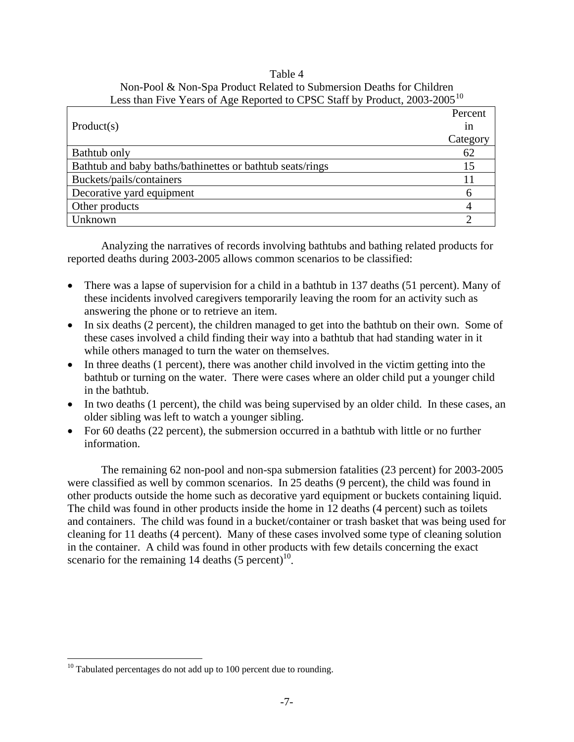Table 4
Non-Pool & Non-Spa Product Related to Submersion Deaths for Children Less than Five Years of Age Reported to CPSC Staff by Product, 2003-2005[10]

| Product(s) | Percent in Category |
|---|---|
| Bathtub only | 62 |
| Bathtub and baby baths/bathinettes or bathtub seats/rings | 15 |
| Buckets/pails/containers | 11 |
| Decorative yard equipment | 6 |
| Other products | 4 |
| Unknown | 2 |

Analyzing the narratives of records involving bathtubs and bathing related products for reported deaths during 2003-2005 allows common scenarios to be classified:

- There was a lapse of supervision for a child in a bathtub in 137 deaths (51 percent). Many of these incidents involved caregivers temporarily leaving the room for an activity such as answering the phone or to retrieve an item.
- In six deaths (2 percent), the children managed to get into the bathtub on their own. Some of these cases involved a child finding their way into a bathtub that had standing water in it while others managed to turn the water on themselves.
- In three deaths (1 percent), there was another child involved in the victim getting into the bathtub or turning on the water. There were cases where an older child put a younger child in the bathtub.
- In two deaths (1 percent), the child was being supervised by an older child. In these cases, an older sibling was left to watch a younger sibling.
- For 60 deaths (22 percent), the submersion occurred in a bathtub with little or no further information.

The remaining 62 non-pool and non-spa submersion fatalities (23 percent) for 2003-2005 were classified as well by common scenarios. In 25 deaths (9 percent), the child was found in other products outside the home such as decorative yard equipment or buckets containing liquid. The child was found in other products inside the home in 12 deaths (4 percent) such as toilets and containers. The child was found in a bucket/container or trash basket that was being used for cleaning for 11 deaths (4 percent). Many of these cases involved some type of cleaning solution in the container. A child was found in other products with few details concerning the exact scenario for the remaining 14 deaths (5 percent)[10].

[10] Tabulated percentages do not add up to 100 percent due to rounding.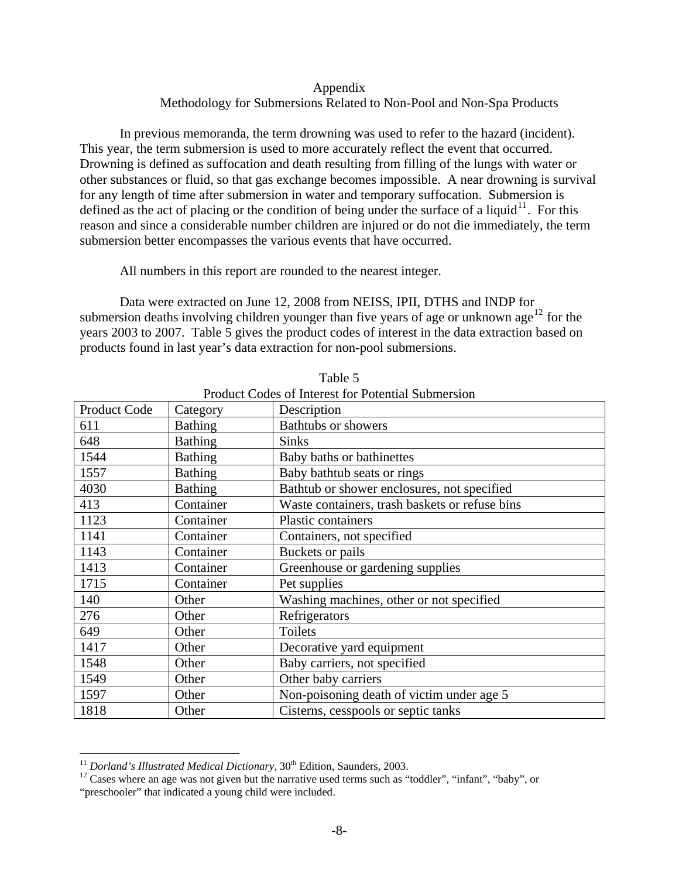# Appendix

## Methodology for Submersions Related to Non-Pool and Non-Spa Products

In previous memoranda, the term drowning was used to refer to the hazard (incident). This year, the term submersion is used to more accurately reflect the event that occurred. Drowning is defined as suffocation and death resulting from filling of the lungs with water or other substances or fluid, so that gas exchange becomes impossible. A near drowning is survival for any length of time after submersion in water and temporary suffocation. Submersion is defined as the act of placing or the condition of being under the surface of a liquid[11]. For this reason and since a considerable number children are injured or do not die immediately, the term submersion better encompasses the various events that have occurred.

All numbers in this report are rounded to the nearest integer.

Data were extracted on June 12, 2008 from NEISS, IPII, DTHS and INDP for submersion deaths involving children younger than five years of age or unknown age[12] for the years 2003 to 2007. Table 5 gives the product codes of interest in the data extraction based on products found in last year's data extraction for non-pool submersions.

Table 5
Product Codes of Interest for Potential Submersion

| Product Code | Category | Description |
|---|---|---|
| 611 | Bathing | Bathtubs or showers |
| 648 | Bathing | Sinks |
| 1544 | Bathing | Baby baths or bathinettes |
| 1557 | Bathing | Baby bathtub seats or rings |
| 4030 | Bathing | Bathtub or shower enclosures, not specified |
| 413 | Container | Waste containers, trash baskets or refuse bins |
| 1123 | Container | Plastic containers |
| 1141 | Container | Containers, not specified |
| 1143 | Container | Buckets or pails |
| 1413 | Container | Greenhouse or gardening supplies |
| 1715 | Container | Pet supplies |
| 140 | Other | Washing machines, other or not specified |
| 276 | Other | Refrigerators |
| 649 | Other | Toilets |
| 1417 | Other | Decorative yard equipment |
| 1548 | Other | Baby carriers, not specified |
| 1549 | Other | Other baby carriers |
| 1597 | Other | Non-poisoning death of victim under age 5 |
| 1818 | Other | Cisterns, cesspools or septic tanks |

[11] *Dorland's Illustrated Medical Dictionary,* 30th Edition, Saunders, 2003.

[12] Cases where an age was not given but the narrative used terms such as "toddler", "infant", "baby", or "preschooler" that indicated a young child were included.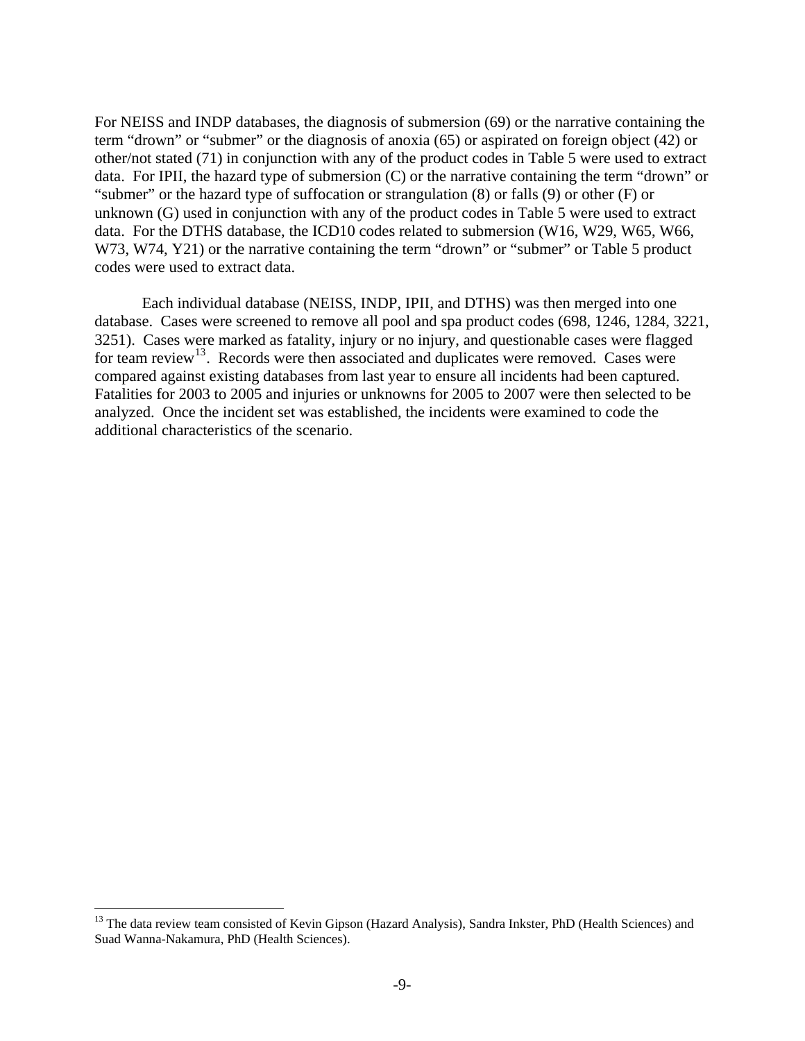For NEISS and INDP databases, the diagnosis of submersion (69) or the narrative containing the term "drown" or "submer" or the diagnosis of anoxia (65) or aspirated on foreign object (42) or other/not stated (71) in conjunction with any of the product codes in Table 5 were used to extract data. For IPII, the hazard type of submersion (C) or the narrative containing the term "drown" or "submer" or the hazard type of suffocation or strangulation (8) or falls (9) or other (F) or unknown (G) used in conjunction with any of the product codes in Table 5 were used to extract data. For the DTHS database, the ICD10 codes related to submersion (W16, W29, W65, W66, W73, W74, Y21) or the narrative containing the term "drown" or "submer" or Table 5 product codes were used to extract data.

Each individual database (NEISS, INDP, IPII, and DTHS) was then merged into one database. Cases were screened to remove all pool and spa product codes (698, 1246, 1284, 3221, 3251). Cases were marked as fatality, injury or no injury, and questionable cases were flagged for team review[13]. Records were then associated and duplicates were removed. Cases were compared against existing databases from last year to ensure all incidents had been captured. Fatalities for 2003 to 2005 and injuries or unknowns for 2005 to 2007 were then selected to be analyzed. Once the incident set was established, the incidents were examined to code the additional characteristics of the scenario.

[13] The data review team consisted of Kevin Gipson (Hazard Analysis), Sandra Inkster, PhD (Health Sciences) and Suad Wanna-Nakamura, PhD (Health Sciences).